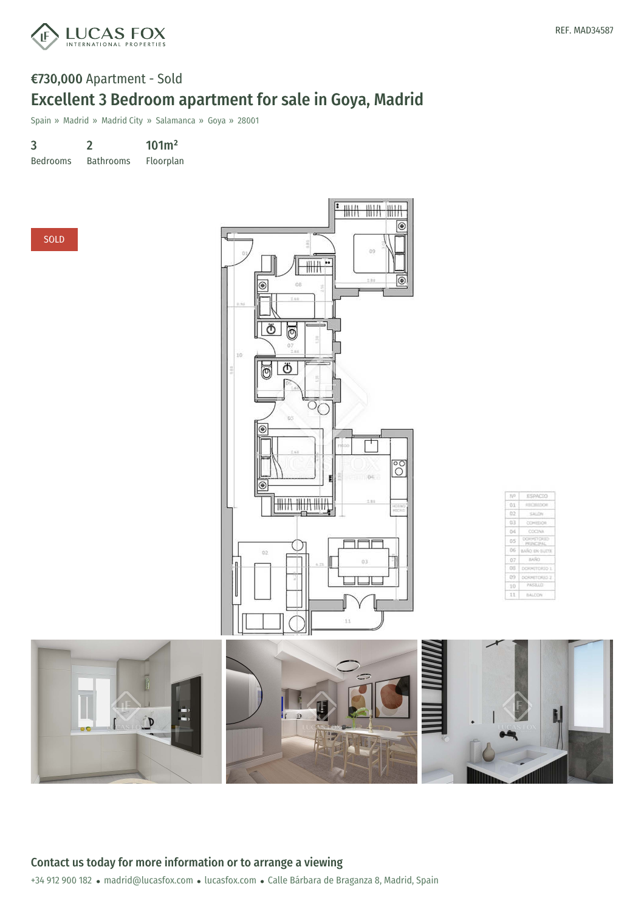LUCAS FOX INTERNATIONAL PROPERTIES

REF. MAD34587

**€730,000** Apartment - Sold

# Excellent 3 Bedroom apartment for sale in Goya, Madrid

Spain » Madrid » Madrid City » Salamanca » Goya » 28001

| 3 | 2 | 101m² |
|---|---|---|
| Bedrooms | Bathrooms | Floorplan |

SOLD

| Nº | ESPACIO |
|---|---|
| 01 | RECIBIDOR |
| 02 | SALON |
| 03 | COMEDOR |
| 04 | COCINA |
| 05 | DORMITORIO PRINCIPAL |
| 06 | BAÑO EN SUITE |
| 07 | BAÑO |
| 08 | DORMITORIO 1 |
| 09 | DORMITORIO 2 |
| 10 | PASILLO |
| 11 | BALCON |

## Contact us today for more information or to arrange a viewing

+34 912 900 182 • madrid@lucasfox.com • lucasfox.com • Calle Bárbara de Braganza 8, Madrid, Spain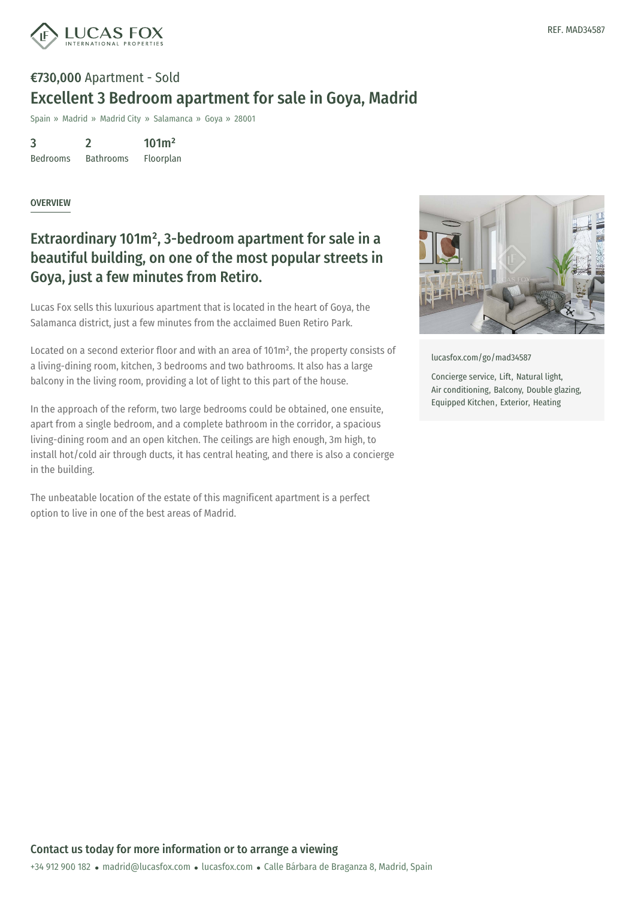REF. MAD34587

**€730,000** Apartment - Sold

# Excellent 3 Bedroom apartment for sale in Goya, Madrid

Spain » Madrid » Madrid City » Salamanca » Goya » 28001

| 3 | 2 | 101m² |
|---|---|---|
| Bedrooms | Bathrooms | Floorplan |

## OVERVIEW

## Extraordinary 101m², 3-bedroom apartment for sale in a beautiful building, on one of the most popular streets in Goya, just a few minutes from Retiro.

Lucas Fox sells this luxurious apartment that is located in the heart of Goya, the Salamanca district, just a few minutes from the acclaimed Buen Retiro Park.

Located on a second exterior floor and with an area of 101m², the property consists of a living-dining room, kitchen, 3 bedrooms and two bathrooms. It also has a large balcony in the living room, providing a lot of light to this part of the house.

In the approach of the reform, two large bedrooms could be obtained, one ensuite, apart from a single bedroom, and a complete bathroom in the corridor, a spacious living-dining room and an open kitchen. The ceilings are high enough, 3m high, to install hot/cold air through ducts, it has central heating, and there is also a concierge in the building.

The unbeatable location of the estate of this magnificent apartment is a perfect option to live in one of the best areas of Madrid.

lucasfox.com/go/mad34587

Concierge service, Lift, Natural light, Air conditioning, Balcony, Double glazing, Equipped Kitchen, Exterior, Heating

**Contact us today for more information or to arrange a viewing**

+34 912 900 182 • madrid@lucasfox.com • lucasfox.com • Calle Bárbara de Braganza 8, Madrid, Spain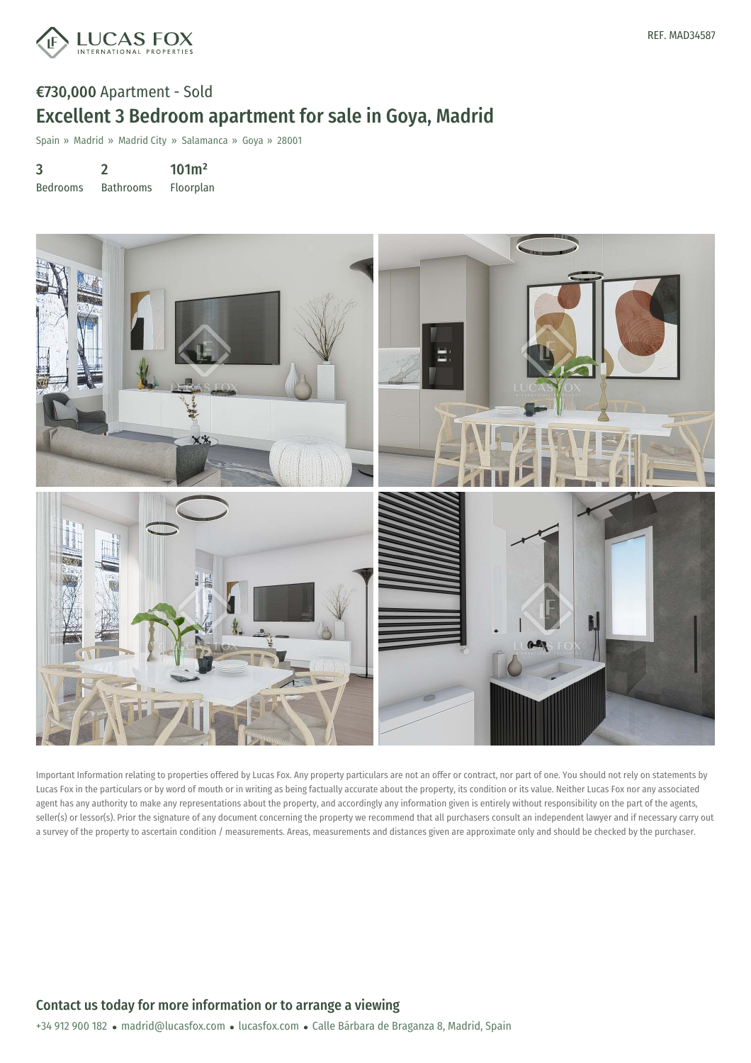REF. MAD34587

**€730,000** Apartment - Sold

# Excellent 3 Bedroom apartment for sale in Goya, Madrid

Spain » Madrid » Madrid City » Salamanca » Goya » 28001

| 3 | 2 | 101m² |
|---|---|---|
| Bedrooms | Bathrooms | Floorplan |

Important Information relating to properties offered by Lucas Fox. Any property particulars are not an offer or contract, nor part of one. You should not rely on statements by Lucas Fox in the particulars or by word of mouth or in writing as being factually accurate about the property, its condition or its value. Neither Lucas Fox nor any associated agent has any authority to make any representations about the property, and accordingly any information given is entirely without responsibility on the part of the agents, seller(s) or lessor(s). Prior the signature of any document concerning the property we recommend that all purchasers consult an independent lawyer and if necessary carry out a survey of the property to ascertain condition / measurements. Areas, measurements and distances given are approximate only and should be checked by the purchaser.

## Contact us today for more information or to arrange a viewing

+34 912 900 182 • madrid@lucasfox.com • lucasfox.com • Calle Bárbara de Braganza 8, Madrid, Spain